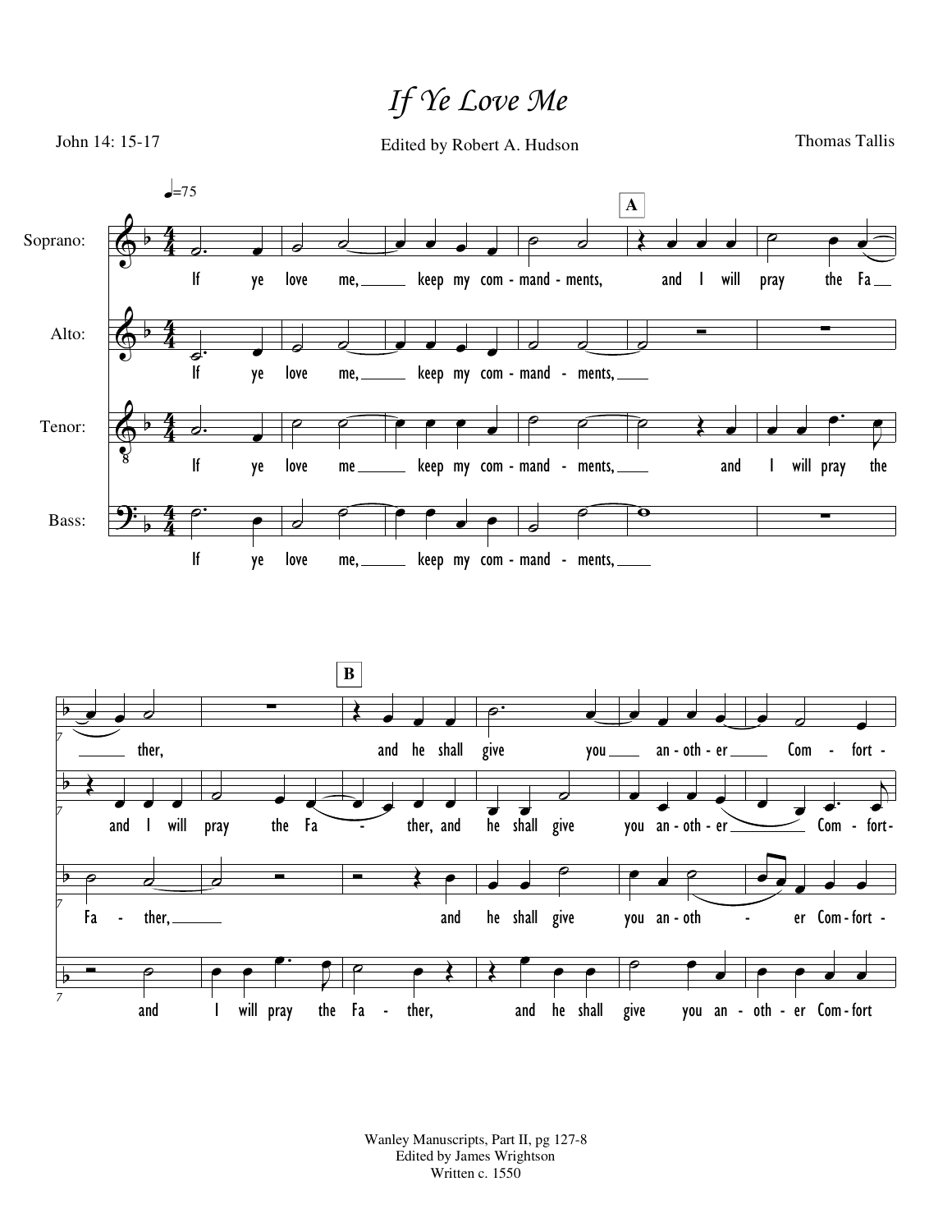# *If Ye Love Me*

John 14: 15-17

Edited by Robert A. Hudson

Thomas Tallis

Wanley Manuscripts, Part II, pg 127-8
Edited by James Wrightson
Written c. 1550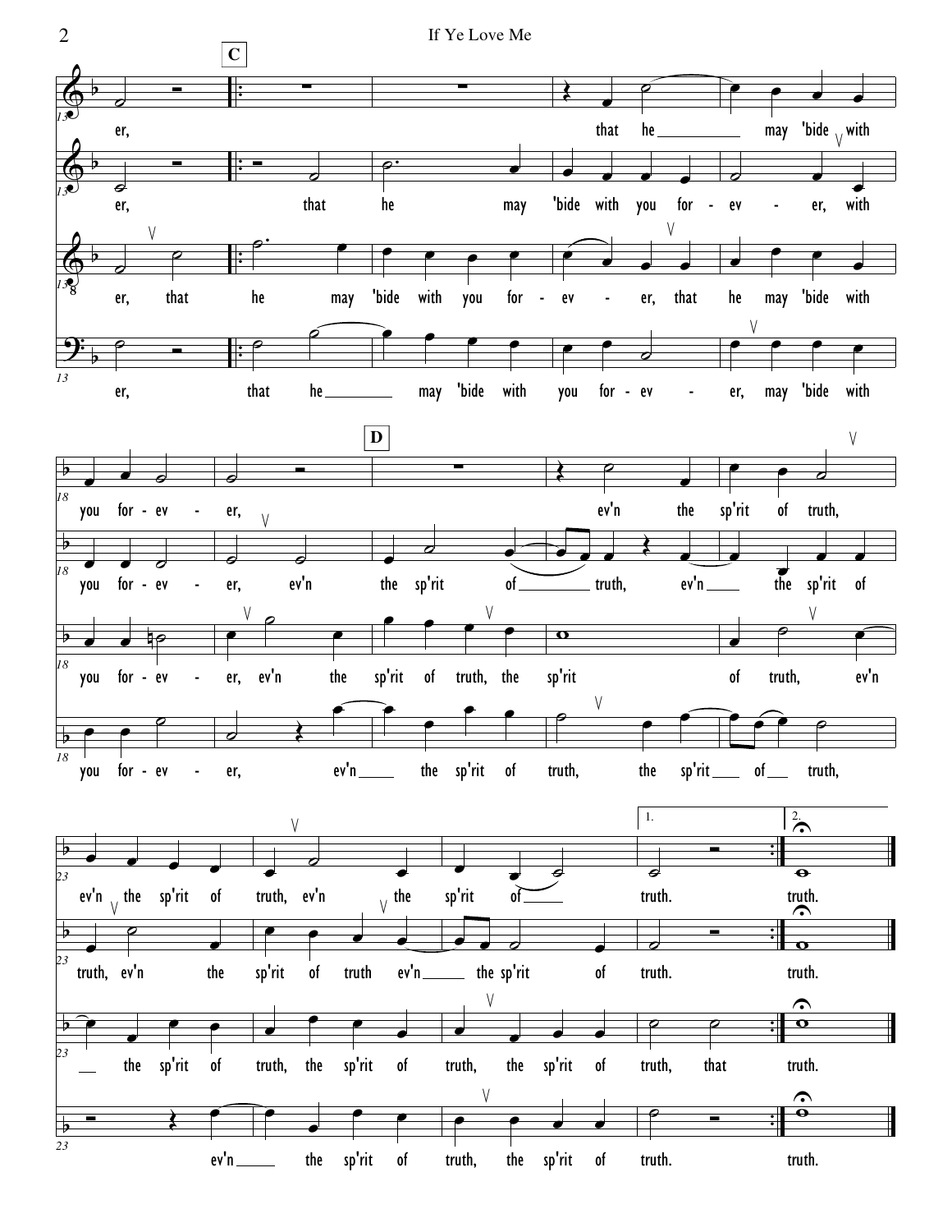**C**

13
er, that he ___ may 'bide with

13
er, that he may 'bide with you for - ev - er, with

13
er, that he may 'bide with you for - ev - er, that he may 'bide with

13
er, that he ___ may 'bide with you for - ev - er, may 'bide with

**D**

18
you for - ev - er, ev'n the sp'rit of truth,

18
you for - ev - er, ev'n the sp'rit of ___ truth, ev'n ___ the sp'rit of

18
you for - ev - er, ev'n the sp'rit of truth, the sp'rit of truth, ev'n

18
you for - ev - er, ev'n ___ the sp'rit of truth, the sp'rit ___ of ___ truth,

1. 2.

23
ev'n the sp'rit of truth, ev'n the sp'rit of ___ truth. truth.

23
truth, ev'n the sp'rit of truth ev'n ___ the sp'rit of truth. truth.

23
___ the sp'rit of truth, the sp'rit of truth, the sp'rit of truth, that truth.

23
ev'n ___ the sp'rit of truth, the sp'rit of truth. truth.